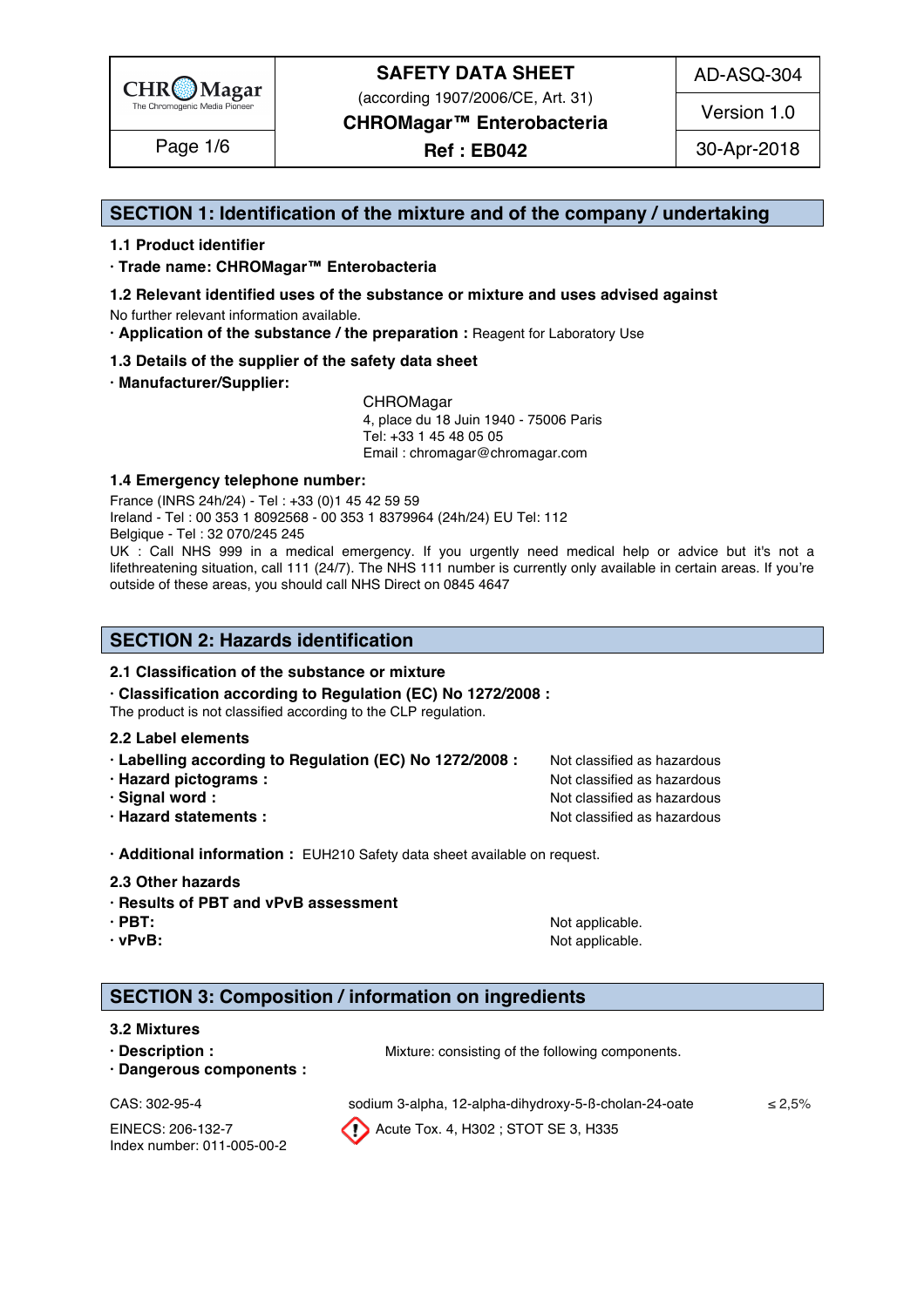# SECTION 1: Identification of the mixture and of the company / undertaking

### 1.1 Product identifier

**· Trade name: CHROMagar™ Enterobacteria**

### 1.2 Relevant identified uses of the substance or mixture and uses advised against

No further relevant information available.

**· Application of the substance / the preparation :** Reagent for Laboratory Use

### 1.3 Details of the supplier of the safety data sheet

**· Manufacturer/Supplier:**

CHROMagar
4, place du 18 Juin 1940 - 75006 Paris
Tel: +33 1 45 48 05 05
Email : chromagar@chromagar.com

### 1.4 Emergency telephone number:

France (INRS 24h/24) - Tel : +33 (0)1 45 42 59 59
Ireland - Tel : 00 353 1 8092568 - 00 353 1 8379964 (24h/24) EU Tel: 112
Belgique - Tel : 32 070/245 245
UK : Call NHS 999 in a medical emergency. If you urgently need medical help or advice but it's not a lifethreatening situation, call 111 (24/7). The NHS 111 number is currently only available in certain areas. If you're outside of these areas, you should call NHS Direct on 0845 4647

# SECTION 2: Hazards identification

### 2.1 Classification of the substance or mixture

**· Classification according to Regulation (EC) No 1272/2008 :**
The product is not classified according to the CLP regulation.

### 2.2 Label elements

**· Labelling according to Regulation (EC) No 1272/2008 :** Not classified as hazardous
**· Hazard pictograms :** Not classified as hazardous
**· Signal word :** Not classified as hazardous
**· Hazard statements :** Not classified as hazardous

**· Additional information :** EUH210 Safety data sheet available on request.

### 2.3 Other hazards

**· Results of PBT and vPvB assessment**
**· PBT:** Not applicable.
**· vPvB:** Not applicable.

# SECTION 3: Composition / information on ingredients

### 3.2 Mixtures

**· Description :** Mixture: consisting of the following components.
**· Dangerous components :**

| | | |
|---|---|---|
| CAS: 302-95-4 | sodium 3-alpha, 12-alpha-dihydroxy-5-ß-cholan-24-oate | ≤ 2,5% |
| EINECS: 206-132-7<br>Index number: 011-005-00-2 | Acute Tox. 4, H302 ; STOT SE 3, H335 | |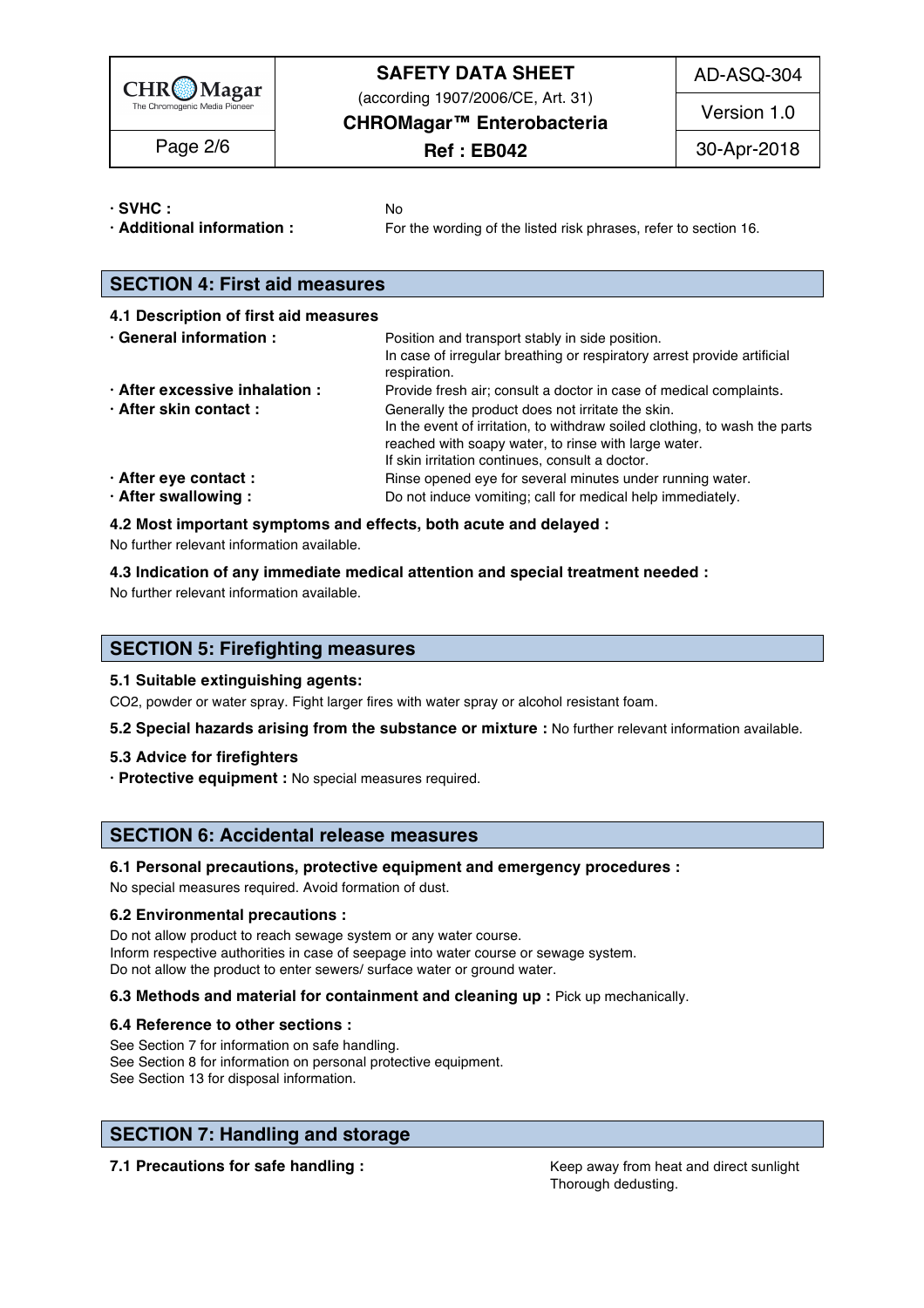· **SVHC :** No

· **Additional information :** For the wording of the listed risk phrases, refer to section 16.

## SECTION 4: First aid measures

### 4.1 Description of first aid measures

· **General information :** Position and transport stably in side position. In case of irregular breathing or respiratory arrest provide artificial respiration.

· **After excessive inhalation :** Provide fresh air; consult a doctor in case of medical complaints.

· **After skin contact :** Generally the product does not irritate the skin. In the event of irritation, to withdraw soiled clothing, to wash the parts reached with soapy water, to rinse with large water. If skin irritation continues, consult a doctor.

· **After eye contact :** Rinse opened eye for several minutes under running water.

· **After swallowing :** Do not induce vomiting; call for medical help immediately.

### 4.2 Most important symptoms and effects, both acute and delayed :

No further relevant information available.

### 4.3 Indication of any immediate medical attention and special treatment needed :

No further relevant information available.

## SECTION 5: Firefighting measures

### 5.1 Suitable extinguishing agents:

$CO_2$, powder or water spray. Fight larger fires with water spray or alcohol resistant foam.

**5.2 Special hazards arising from the substance or mixture :** No further relevant information available.

### 5.3 Advice for firefighters

· **Protective equipment :** No special measures required.

## SECTION 6: Accidental release measures

### 6.1 Personal precautions, protective equipment and emergency procedures :

No special measures required. Avoid formation of dust.

### 6.2 Environmental precautions :

Do not allow product to reach sewage system or any water course.
Inform respective authorities in case of seepage into water course or sewage system.
Do not allow the product to enter sewers/ surface water or ground water.

**6.3 Methods and material for containment and cleaning up :** Pick up mechanically.

### 6.4 Reference to other sections :

See Section 7 for information on safe handling.
See Section 8 for information on personal protective equipment.
See Section 13 for disposal information.

## SECTION 7: Handling and storage

**7.1 Precautions for safe handling :** Keep away from heat and direct sunlight
Thorough dedusting.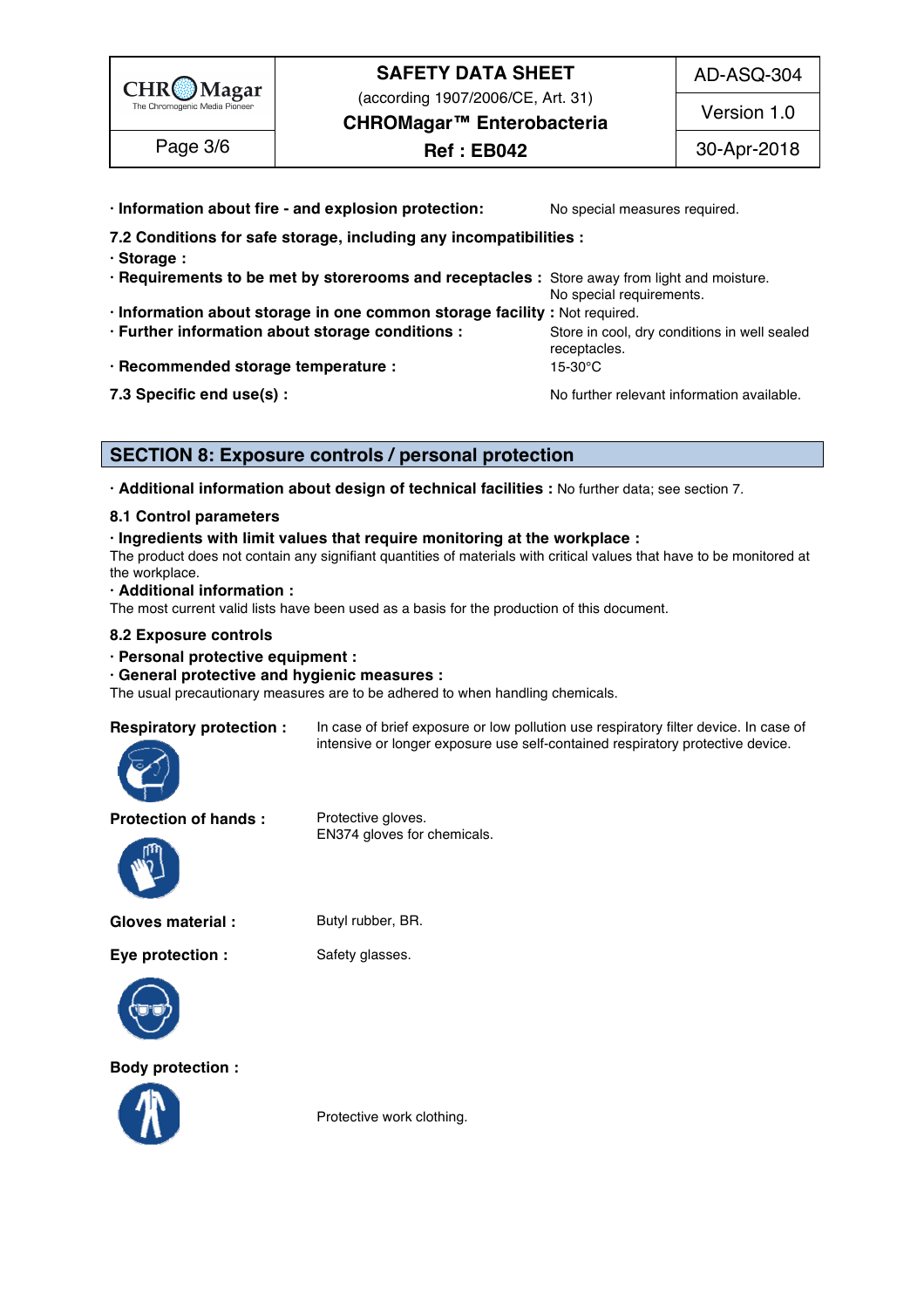· **Information about fire - and explosion protection:** No special measures required.

**7.2 Conditions for safe storage, including any incompatibilities :**

· **Storage :**

· **Requirements to be met by storerooms and receptacles :** Store away from light and moisture. No special requirements.

· **Information about storage in one common storage facility :** Not required.

· **Further information about storage conditions :** Store in cool, dry conditions in well sealed receptacles.

· **Recommended storage temperature :** 15-30°C

**7.3 Specific end use(s) :** No further relevant information available.

## SECTION 8: Exposure controls / personal protection

· **Additional information about design of technical facilities :** No further data; see section 7.

**8.1 Control parameters**

· **Ingredients with limit values that require monitoring at the workplace :**

The product does not contain any signifiant quantities of materials with critical values that have to be monitored at the workplace.

· **Additional information :**

The most current valid lists have been used as a basis for the production of this document.

**8.2 Exposure controls**

· **Personal protective equipment :**

· **General protective and hygienic measures :**

The usual precautionary measures are to be adhered to when handling chemicals.

**Respiratory protection :** In case of brief exposure or low pollution use respiratory filter device. In case of intensive or longer exposure use self-contained respiratory protective device.

**Protection of hands :** Protective gloves. EN374 gloves for chemicals.

**Gloves material :** Butyl rubber, BR.

**Eye protection :** Safety glasses.

**Body protection :** Protective work clothing.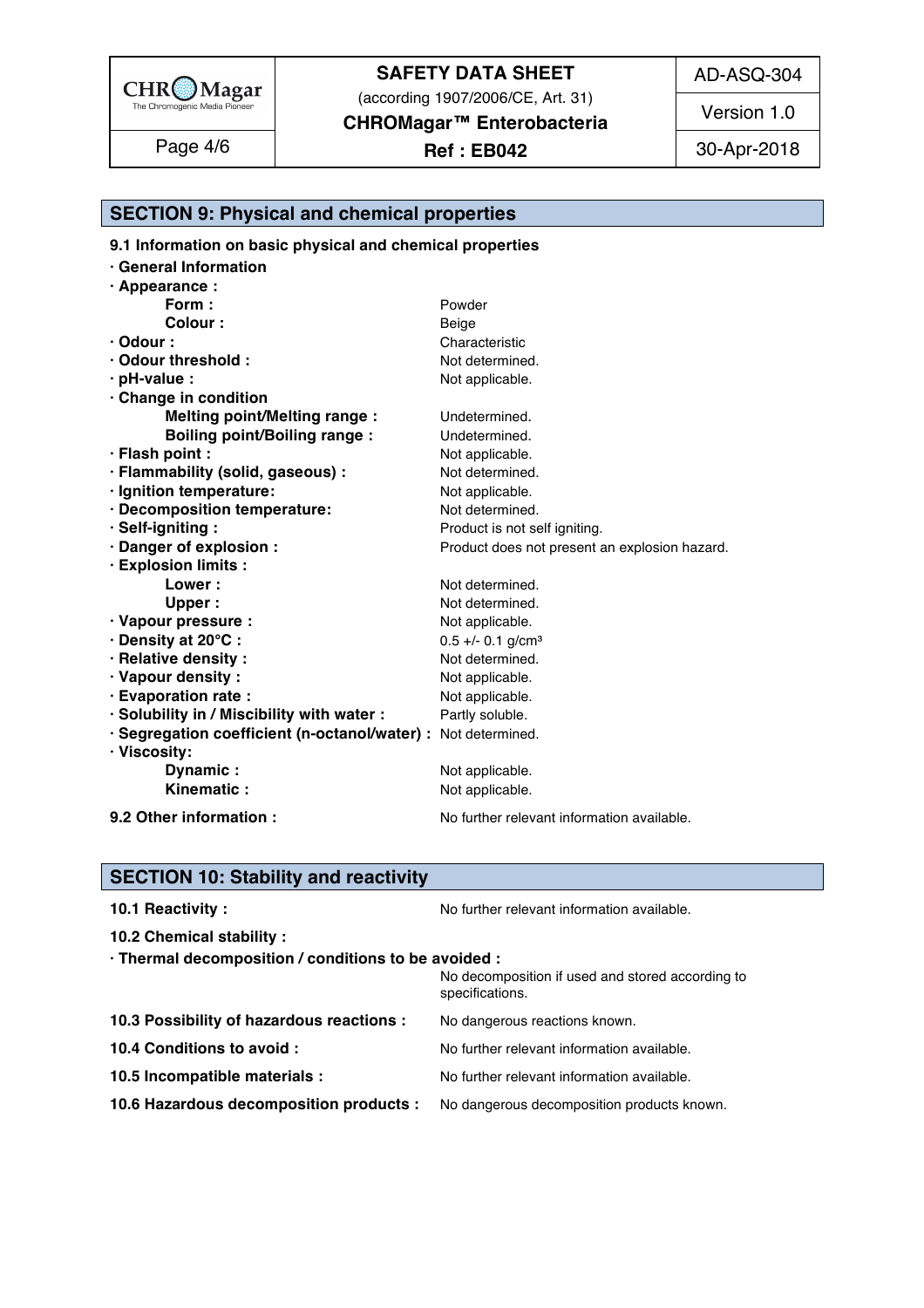## SECTION 9: Physical and chemical properties

**9.1 Information on basic physical and chemical properties**

| | |
|---|---|
| **· General Information** | |
| **· Appearance :** | |
| **Form :** | Powder |
| **Colour :** | Beige |
| **· Odour :** | Characteristic |
| **· Odour threshold :** | Not determined. |
| **· pH-value :** | Not applicable. |
| **· Change in condition** | |
| **Melting point/Melting range :** | Undetermined. |
| **Boiling point/Boiling range :** | Undetermined. |
| **· Flash point :** | Not applicable. |
| **· Flammability (solid, gaseous) :** | Not determined. |
| **· Ignition temperature:** | Not applicable. |
| **· Decomposition temperature:** | Not determined. |
| **· Self-igniting :** | Product is not self igniting. |
| **· Danger of explosion :** | Product does not present an explosion hazard. |
| **· Explosion limits :** | |
| **Lower :** | Not determined. |
| **Upper :** | Not determined. |
| **· Vapour pressure :** | Not applicable. |
| **· Density at 20°C :** | 0.5 +/- 0.1 $g/cm^3$ |
| **· Relative density :** | Not determined. |
| **· Vapour density :** | Not applicable. |
| **· Evaporation rate :** | Not applicable. |
| **· Solubility in / Miscibility with water :** | Partly soluble. |
| **· Segregation coefficient (n-octanol/water) :** | Not determined. |
| **· Viscosity:** | |
| **Dynamic :** | Not applicable. |
| **Kinematic :** | Not applicable. |

**9.2 Other information :** No further relevant information available.

## SECTION 10: Stability and reactivity

**10.1 Reactivity :** No further relevant information available.

**10.2 Chemical stability :**

**· Thermal decomposition / conditions to be avoided :**
No decomposition if used and stored according to specifications.

**10.3 Possibility of hazardous reactions :** No dangerous reactions known.

**10.4 Conditions to avoid :** No further relevant information available.

**10.5 Incompatible materials :** No further relevant information available.

**10.6 Hazardous decomposition products :** No dangerous decomposition products known.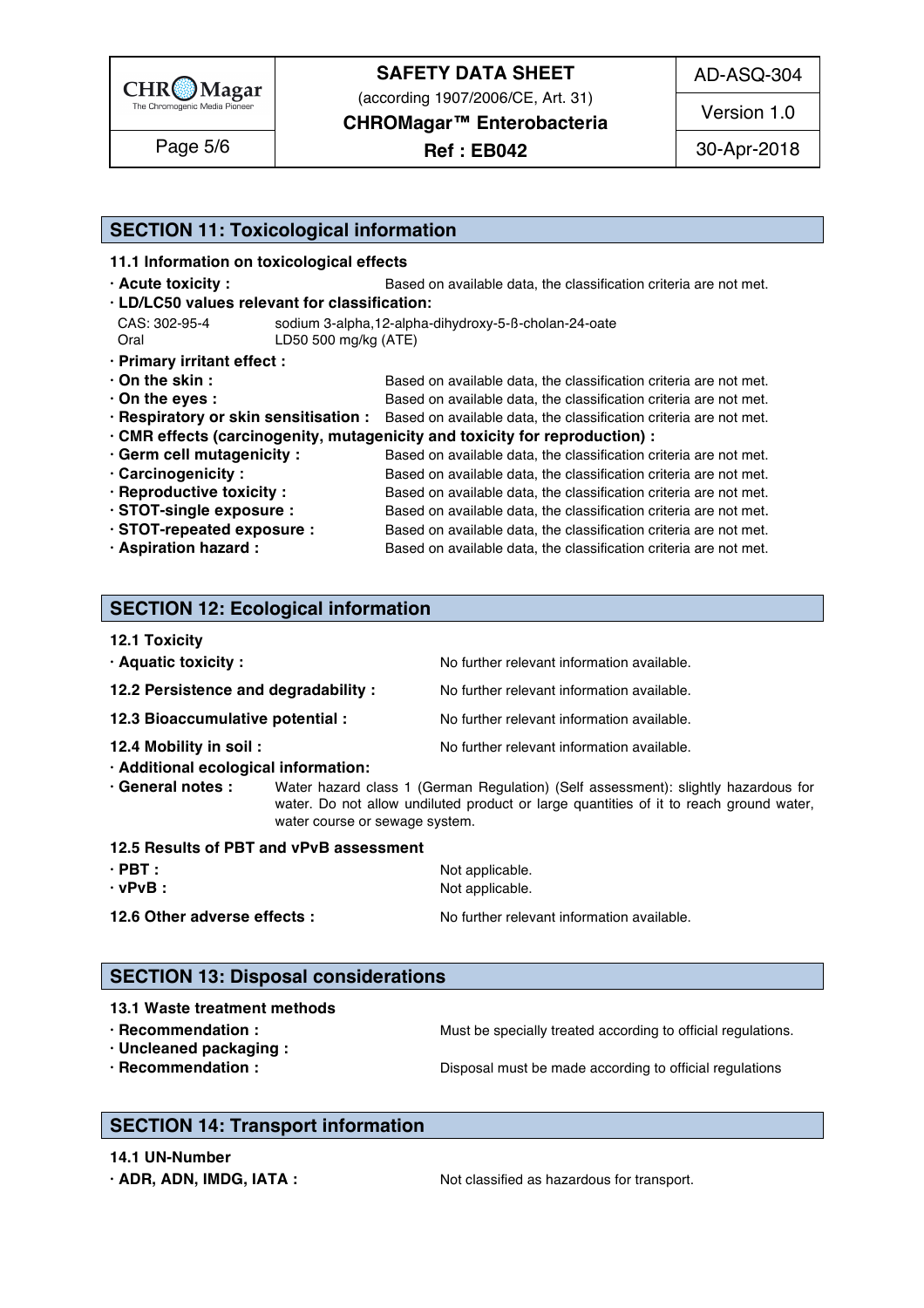## SECTION 11: Toxicological information

### 11.1 Information on toxicological effects

**· Acute toxicity :** Based on available data, the classification criteria are not met.

**· LD/LC50 values relevant for classification:**

| | |
|---|---|
| CAS: 302-95-4 | sodium 3-alpha,12-alpha-dihydroxy-5-ß-cholan-24-oate |
| Oral | LD50 500 mg/kg (ATE) |

**· Primary irritant effect :**

**· On the skin :** Based on available data, the classification criteria are not met.

**· On the eyes :** Based on available data, the classification criteria are not met.

**· Respiratory or skin sensitisation :** Based on available data, the classification criteria are not met.

**· CMR effects (carcinogenity, mutagenicity and toxicity for reproduction) :**

**· Germ cell mutagenicity :** Based on available data, the classification criteria are not met.

**· Carcinogenicity :** Based on available data, the classification criteria are not met.

**· Reproductive toxicity :** Based on available data, the classification criteria are not met.

**· STOT-single exposure :** Based on available data, the classification criteria are not met.

**· STOT-repeated exposure :** Based on available data, the classification criteria are not met.

**· Aspiration hazard :** Based on available data, the classification criteria are not met.

## SECTION 12: Ecological information

### 12.1 Toxicity

**· Aquatic toxicity :** No further relevant information available.

**12.2 Persistence and degradability :** No further relevant information available.

**12.3 Bioaccumulative potential :** No further relevant information available.

**12.4 Mobility in soil :** No further relevant information available.

**· Additional ecological information:**

**· General notes :** Water hazard class 1 (German Regulation) (Self assessment): slightly hazardous for water. Do not allow undiluted product or large quantities of it to reach ground water, water course or sewage system.

### 12.5 Results of PBT and vPvB assessment

**· PBT :** Not applicable.

**· vPvB :** Not applicable.

**12.6 Other adverse effects :** No further relevant information available.

## SECTION 13: Disposal considerations

### 13.1 Waste treatment methods

**· Recommendation :** Must be specially treated according to official regulations.

**· Uncleaned packaging :**

**· Recommendation :** Disposal must be made according to official regulations

## SECTION 14: Transport information

### 14.1 UN-Number

**· ADR, ADN, IMDG, IATA :** Not classified as hazardous for transport.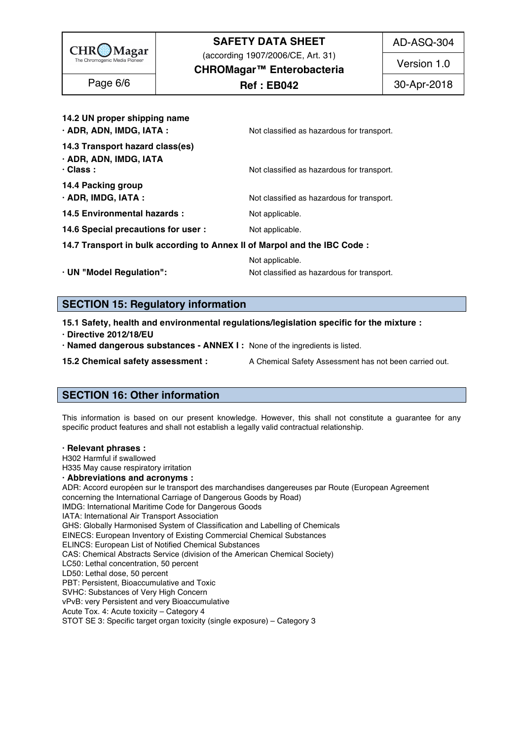**14.2 UN proper shipping name**

**· ADR, ADN, IMDG, IATA :** Not classified as hazardous for transport.

**14.3 Transport hazard class(es)**

**· ADR, ADN, IMDG, IATA**

**· Class :** Not classified as hazardous for transport.

**14.4 Packing group**

**· ADR, IMDG, IATA :** Not classified as hazardous for transport.

**14.5 Environmental hazards :** Not applicable.

**14.6 Special precautions for user :** Not applicable.

**14.7 Transport in bulk according to Annex II of Marpol and the IBC Code :**

Not applicable.

**· UN "Model Regulation":** Not classified as hazardous for transport.

## SECTION 15: Regulatory information

**15.1 Safety, health and environmental regulations/legislation specific for the mixture :**

**· Directive 2012/18/EU**

**· Named dangerous substances - ANNEX I :** None of the ingredients is listed.

**15.2 Chemical safety assessment :** A Chemical Safety Assessment has not been carried out.

## SECTION 16: Other information

This information is based on our present knowledge. However, this shall not constitute a guarantee for any specific product features and shall not establish a legally valid contractual relationship.

**· Relevant phrases :**

H302 Harmful if swallowed
H335 May cause respiratory irritation

**· Abbreviations and acronyms :**

ADR: Accord européen sur le transport des marchandises dangereuses par Route (European Agreement concerning the International Carriage of Dangerous Goods by Road)
IMDG: International Maritime Code for Dangerous Goods
IATA: International Air Transport Association
GHS: Globally Harmonised System of Classification and Labelling of Chemicals
EINECS: European Inventory of Existing Commercial Chemical Substances
ELINCS: European List of Notified Chemical Substances
CAS: Chemical Abstracts Service (division of the American Chemical Society)
LC50: Lethal concentration, 50 percent
LD50: Lethal dose, 50 percent
PBT: Persistent, Bioaccumulative and Toxic
SVHC: Substances of Very High Concern
vPvB: very Persistent and very Bioaccumulative
Acute Tox. 4: Acute toxicity – Category 4
STOT SE 3: Specific target organ toxicity (single exposure) – Category 3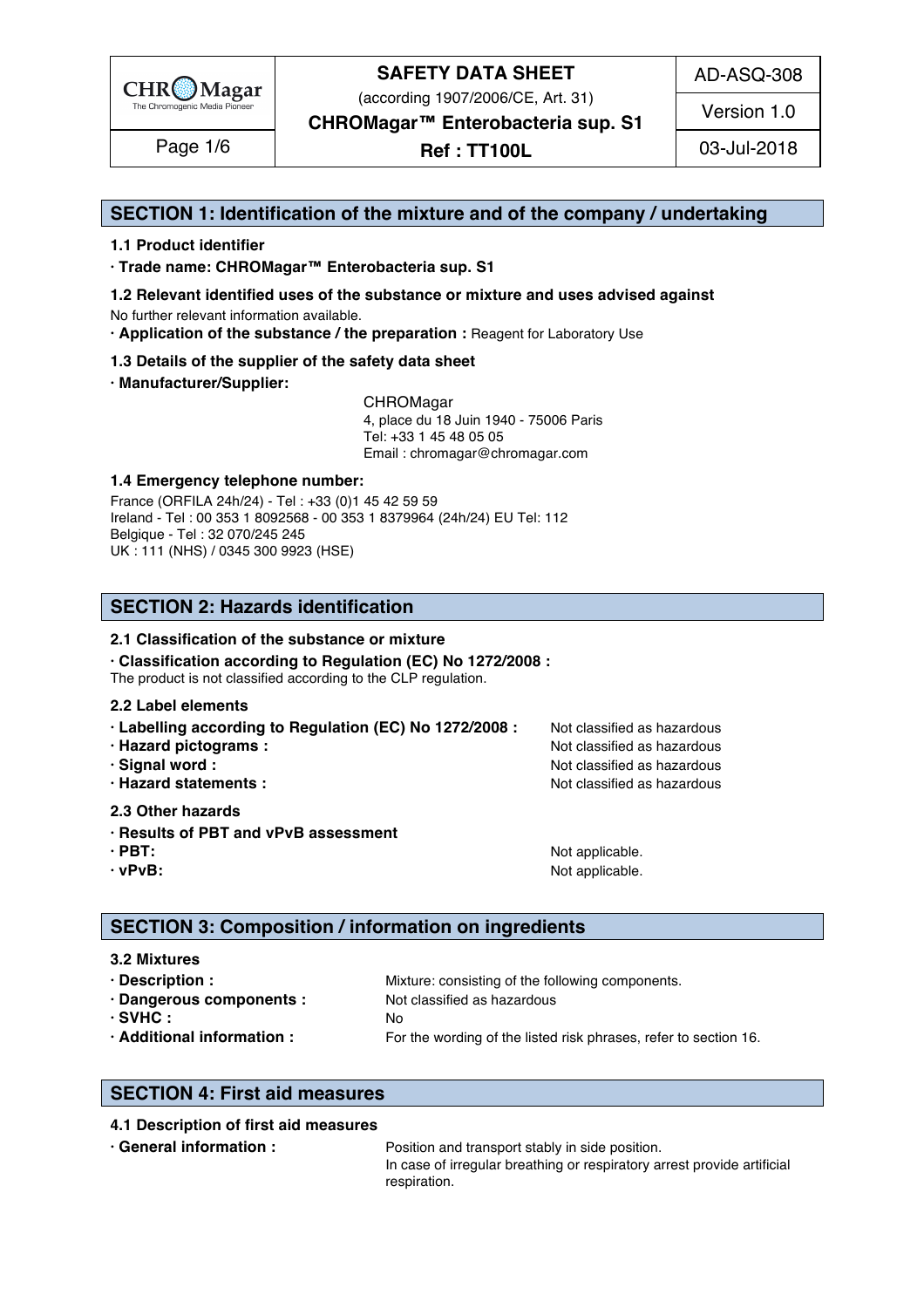## SECTION 1: Identification of the mixture and of the company / undertaking

### 1.1 Product identifier

**· Trade name: CHROMagar™ Enterobacteria sup. S1**

### 1.2 Relevant identified uses of the substance or mixture and uses advised against

No further relevant information available.

**· Application of the substance / the preparation :** Reagent for Laboratory Use

### 1.3 Details of the supplier of the safety data sheet

**· Manufacturer/Supplier:**

CHROMagar
4, place du 18 Juin 1940 - 75006 Paris
Tel: +33 1 45 48 05 05
Email : chromagar@chromagar.com

### 1.4 Emergency telephone number:

France (ORFILA 24h/24) - Tel : +33 (0)1 45 42 59 59
Ireland - Tel : 00 353 1 8092568 - 00 353 1 8379964 (24h/24) EU Tel: 112
Belgique - Tel : 32 070/245 245
UK : 111 (NHS) / 0345 300 9923 (HSE)

## SECTION 2: Hazards identification

### 2.1 Classification of the substance or mixture

**· Classification according to Regulation (EC) No 1272/2008 :**
The product is not classified according to the CLP regulation.

### 2.2 Label elements

**· Labelling according to Regulation (EC) No 1272/2008 :** Not classified as hazardous
**· Hazard pictograms :** Not classified as hazardous
**· Signal word :** Not classified as hazardous
**· Hazard statements :** Not classified as hazardous

### 2.3 Other hazards

**· Results of PBT and vPvB assessment**
**· PBT:** Not applicable.
**· vPvB:** Not applicable.

## SECTION 3: Composition / information on ingredients

### 3.2 Mixtures

**· Description :** Mixture: consisting of the following components.
**· Dangerous components :** Not classified as hazardous
**· SVHC :** No
**· Additional information :** For the wording of the listed risk phrases, refer to section 16.

## SECTION 4: First aid measures

### 4.1 Description of first aid measures

**· General information :** Position and transport stably in side position.
In case of irregular breathing or respiratory arrest provide artificial respiration.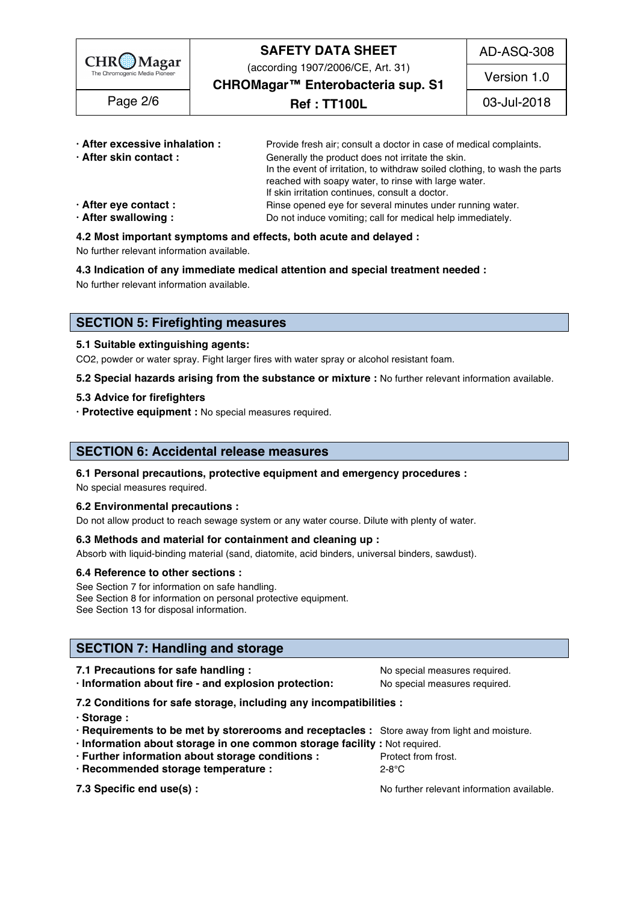- **· After excessive inhalation :** Provide fresh air; consult a doctor in case of medical complaints.
- **· After skin contact :** Generally the product does not irritate the skin.
  In the event of irritation, to withdraw soiled clothing, to wash the parts reached with soapy water, to rinse with large water.
  If skin irritation continues, consult a doctor.
- **· After eye contact :** Rinse opened eye for several minutes under running water.
- **· After swallowing :** Do not induce vomiting; call for medical help immediately.

**4.2 Most important symptoms and effects, both acute and delayed :**

No further relevant information available.

**4.3 Indication of any immediate medical attention and special treatment needed :**

No further relevant information available.

## SECTION 5: Firefighting measures

**5.1 Suitable extinguishing agents:**

$CO_2$, powder or water spray. Fight larger fires with water spray or alcohol resistant foam.

**5.2 Special hazards arising from the substance or mixture :** No further relevant information available.

**5.3 Advice for firefighters**

- **· Protective equipment :** No special measures required.

## SECTION 6: Accidental release measures

**6.1 Personal precautions, protective equipment and emergency procedures :**

No special measures required.

**6.2 Environmental precautions :**

Do not allow product to reach sewage system or any water course. Dilute with plenty of water.

**6.3 Methods and material for containment and cleaning up :**

Absorb with liquid-binding material (sand, diatomite, acid binders, universal binders, sawdust).

**6.4 Reference to other sections :**

See Section 7 for information on safe handling.
See Section 8 for information on personal protective equipment.
See Section 13 for disposal information.

## SECTION 7: Handling and storage

- **7.1 Precautions for safe handling :** No special measures required.
- **· Information about fire - and explosion protection:** No special measures required.

**7.2 Conditions for safe storage, including any incompatibilities :**

- **· Storage :**
- **· Requirements to be met by storerooms and receptacles :** Store away from light and moisture.
- **· Information about storage in one common storage facility :** Not required.
- **· Further information about storage conditions :** Protect from frost.
- **· Recommended storage temperature :** 2-8°C

**7.3 Specific end use(s) :** No further relevant information available.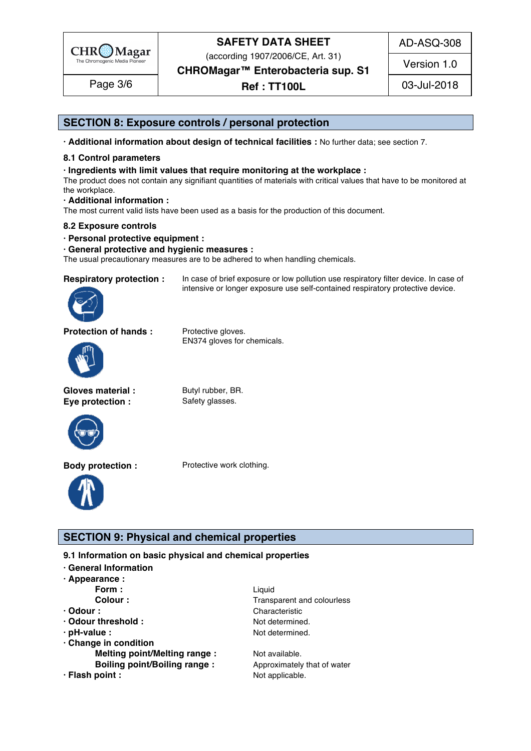## SECTION 8: Exposure controls / personal protection

· **Additional information about design of technical facilities :** No further data; see section 7.

### 8.1 Control parameters

· **Ingredients with limit values that require monitoring at the workplace :**
The product does not contain any signifiant quantities of materials with critical values that have to be monitored at the workplace.

· **Additional information :**
The most current valid lists have been used as a basis for the production of this document.

### 8.2 Exposure controls

· **Personal protective equipment :**

· **General protective and hygienic measures :**
The usual precautionary measures are to be adhered to when handling chemicals.

**Respiratory protection :** In case of brief exposure or low pollution use respiratory filter device. In case of intensive or longer exposure use self-contained respiratory protective device.

**Protection of hands :** Protective gloves.
EN374 gloves for chemicals.

**Gloves material :** Butyl rubber, BR.

**Eye protection :** Safety glasses.

**Body protection :** Protective work clothing.

## SECTION 9: Physical and chemical properties

### 9.1 Information on basic physical and chemical properties

· **General Information**

· **Appearance :**

| | |
|---|---|
| **Form :** | Liquid |
| **Colour :** | Transparent and colourless |
| · **Odour :** | Characteristic |
| · **Odour threshold :** | Not determined. |
| · **pH-value :** | Not determined. |
| · **Change in condition** | |
| **Melting point/Melting range :** | Not available. |
| **Boiling point/Boiling range :** | Approximately that of water |
| · **Flash point :** | Not applicable. |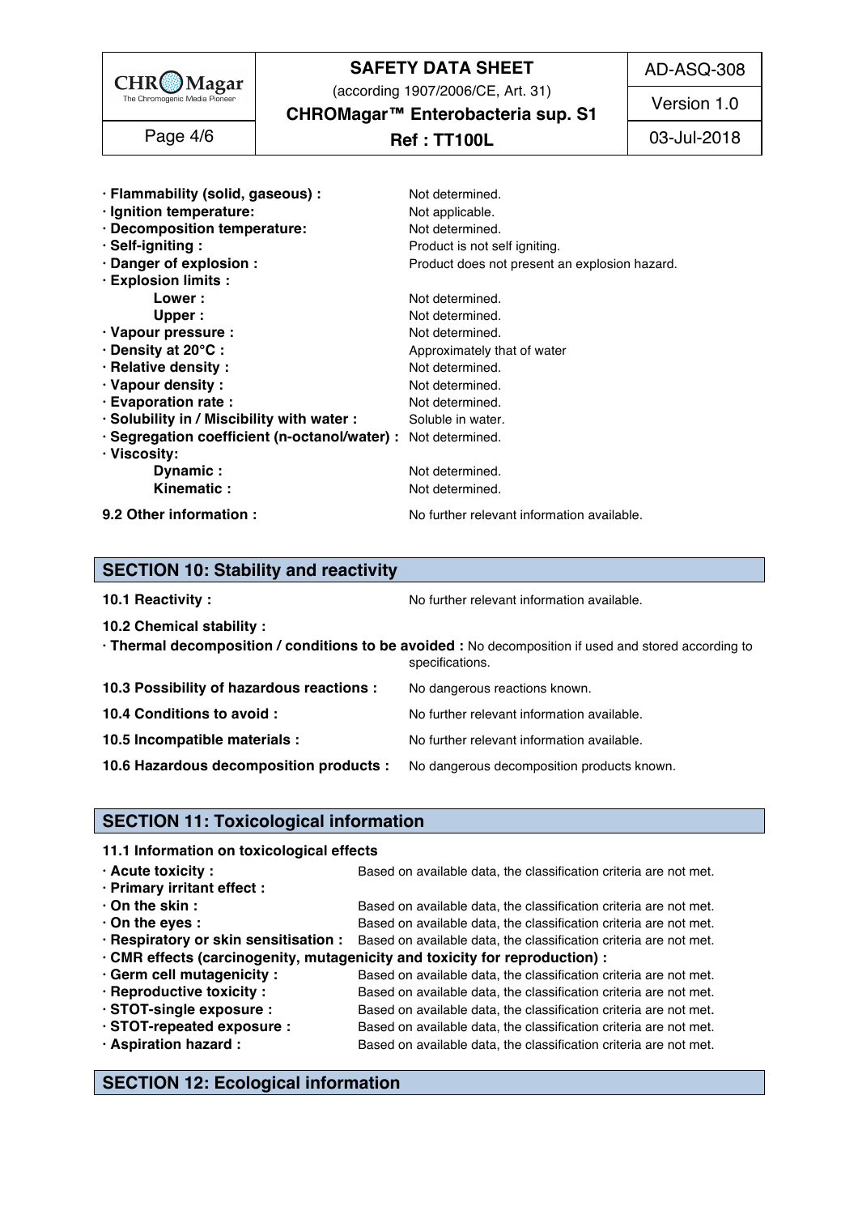| | |
|---|---|
| **· Flammability (solid, gaseous) :** | Not determined. |
| **· Ignition temperature:** | Not applicable. |
| **· Decomposition temperature:** | Not determined. |
| **· Self-igniting :** | Product is not self igniting. |
| **· Danger of explosion :** | Product does not present an explosion hazard. |
| **· Explosion limits :** | |
| **Lower :** | Not determined. |
| **Upper :** | Not determined. |
| **· Vapour pressure :** | Not determined. |
| **· Density at 20°C :** | Approximately that of water |
| **· Relative density :** | Not determined. |
| **· Vapour density :** | Not determined. |
| **· Evaporation rate :** | Not determined. |
| **· Solubility in / Miscibility with water :** | Soluble in water. |
| **· Segregation coefficient (n-octanol/water) :** | Not determined. |
| **· Viscosity:** | |
| **Dynamic :** | Not determined. |
| **Kinematic :** | Not determined. |

**9.2 Other information :** No further relevant information available.

## SECTION 10: Stability and reactivity

**10.1 Reactivity :** No further relevant information available.

**10.2 Chemical stability :**

**· Thermal decomposition / conditions to be avoided :** No decomposition if used and stored according to specifications.

**10.3 Possibility of hazardous reactions :** No dangerous reactions known.

**10.4 Conditions to avoid :** No further relevant information available.

**10.5 Incompatible materials :** No further relevant information available.

**10.6 Hazardous decomposition products :** No dangerous decomposition products known.

## SECTION 11: Toxicological information

**11.1 Information on toxicological effects**

| | |
|---|---|
| **· Acute toxicity :** | Based on available data, the classification criteria are not met. |
| **· Primary irritant effect :** | |
| **· On the skin :** | Based on available data, the classification criteria are not met. |
| **· On the eyes :** | Based on available data, the classification criteria are not met. |
| **· Respiratory or skin sensitisation :** | Based on available data, the classification criteria are not met. |

**· CMR effects (carcinogenity, mutagenicity and toxicity for reproduction) :**

| | |
|---|---|
| **· Germ cell mutagenicity :** | Based on available data, the classification criteria are not met. |
| **· Reproductive toxicity :** | Based on available data, the classification criteria are not met. |
| **· STOT-single exposure :** | Based on available data, the classification criteria are not met. |
| **· STOT-repeated exposure :** | Based on available data, the classification criteria are not met. |
| **· Aspiration hazard :** | Based on available data, the classification criteria are not met. |

## SECTION 12: Ecological information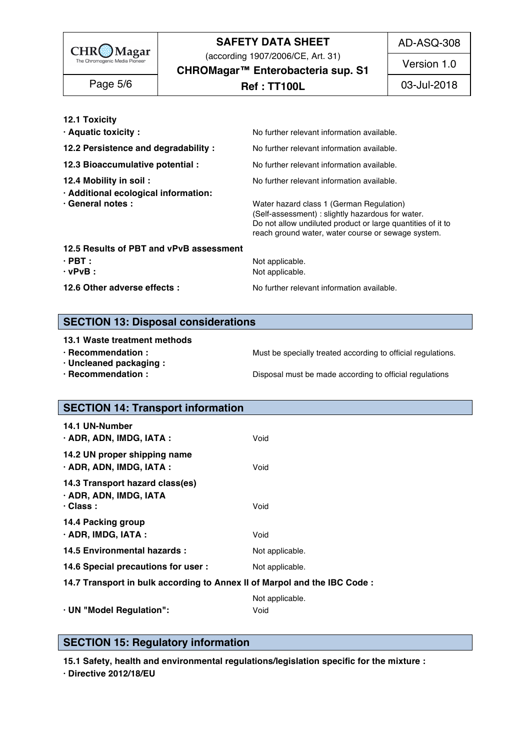**12.1 Toxicity**

| | |
|---|---|
| **· Aquatic toxicity :** | No further relevant information available. |
| **12.2 Persistence and degradability :** | No further relevant information available. |
| **12.3 Bioaccumulative potential :** | No further relevant information available. |
| **12.4 Mobility in soil :** | No further relevant information available. |
| **· Additional ecological information:** | |
| **· General notes :** | Water hazard class 1 (German Regulation) (Self-assessment) : slightly hazardous for water. Do not allow undiluted product or large quantities of it to reach ground water, water course or sewage system. |

**12.5 Results of PBT and vPvB assessment**

| | |
|---|---|
| **· PBT :** | Not applicable. |
| **· vPvB :** | Not applicable. |
| **12.6 Other adverse effects :** | No further relevant information available. |

## SECTION 13: Disposal considerations

**13.1 Waste treatment methods**

| | |
|---|---|
| **· Recommendation :** | Must be specially treated according to official regulations. |
| **· Uncleaned packaging :** | |
| **· Recommendation :** | Disposal must be made according to official regulations |

## SECTION 14: Transport information

| | |
|---|---|
| **14.1 UN-Number** | |
| **· ADR, ADN, IMDG, IATA :** | Void |
| **14.2 UN proper shipping name** | |
| **· ADR, ADN, IMDG, IATA :** | Void |
| **14.3 Transport hazard class(es)** | |
| **· ADR, ADN, IMDG, IATA** | |
| **· Class :** | Void |
| **14.4 Packing group** | |
| **· ADR, IMDG, IATA :** | Void |
| **14.5 Environmental hazards :** | Not applicable. |
| **14.6 Special precautions for user :** | Not applicable. |

**14.7 Transport in bulk according to Annex II of Marpol and the IBC Code :**

| | |
|---|---|
| | Not applicable. |
| **· UN "Model Regulation":** | Void |

## SECTION 15: Regulatory information

**15.1 Safety, health and environmental regulations/legislation specific for the mixture :**

**· Directive 2012/18/EU**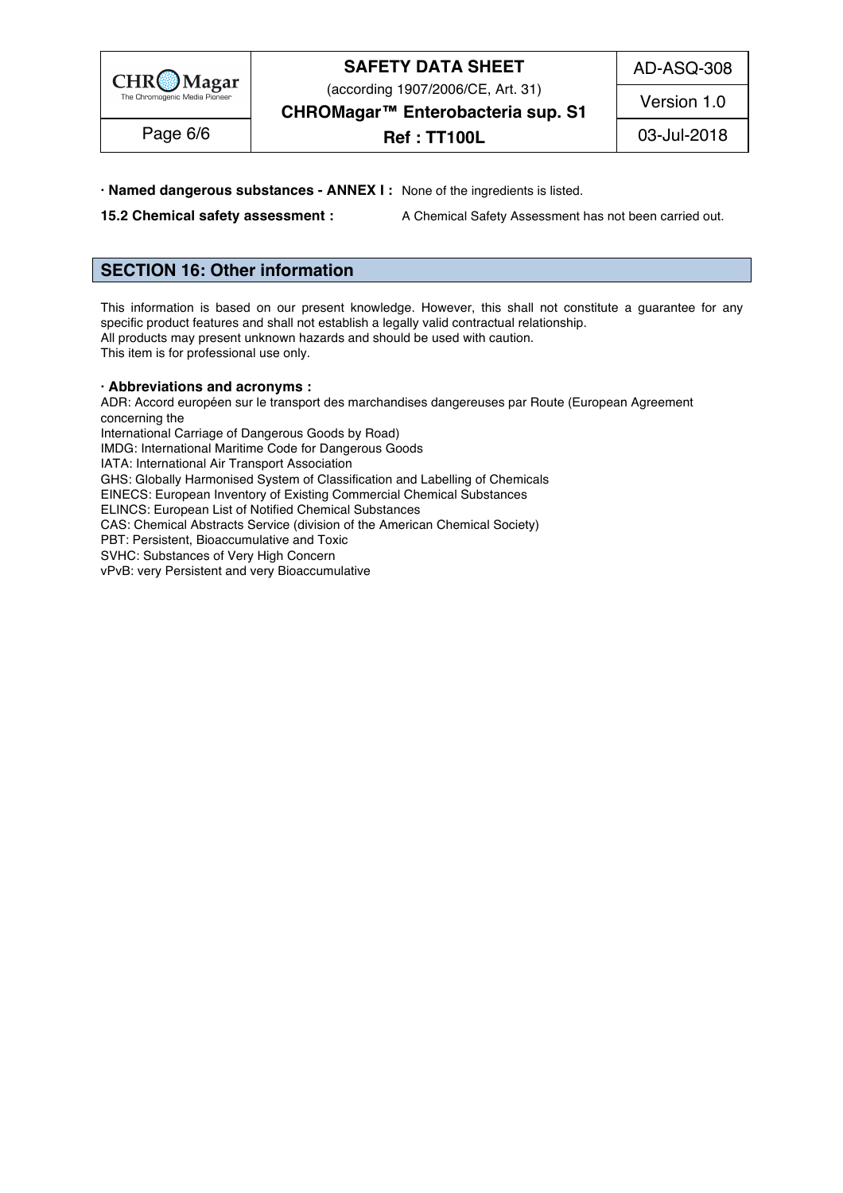**· Named dangerous substances - ANNEX I :** None of the ingredients is listed.

**15.2 Chemical safety assessment :** A Chemical Safety Assessment has not been carried out.

## SECTION 16: Other information

This information is based on our present knowledge. However, this shall not constitute a guarantee for any specific product features and shall not establish a legally valid contractual relationship.
All products may present unknown hazards and should be used with caution.
This item is for professional use only.

**· Abbreviations and acronyms :**

ADR: Accord européen sur le transport des marchandises dangereuses par Route (European Agreement concerning the
International Carriage of Dangerous Goods by Road)
IMDG: International Maritime Code for Dangerous Goods
IATA: International Air Transport Association
GHS: Globally Harmonised System of Classification and Labelling of Chemicals
EINECS: European Inventory of Existing Commercial Chemical Substances
ELINCS: European List of Notified Chemical Substances
CAS: Chemical Abstracts Service (division of the American Chemical Society)
PBT: Persistent, Bioaccumulative and Toxic
SVHC: Substances of Very High Concern
vPvB: very Persistent and very Bioaccumulative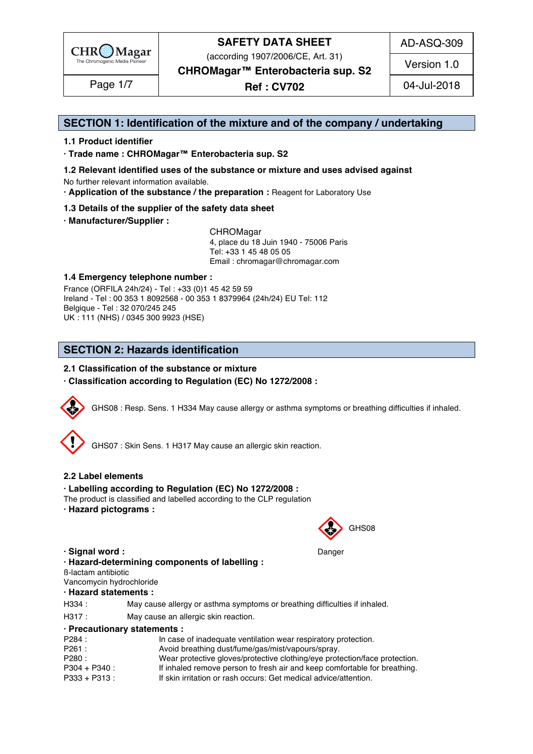## SECTION 1: Identification of the mixture and of the company / undertaking

### 1.1 Product identifier

**· Trade name : CHROMagar™ Enterobacteria sup. S2**

### 1.2 Relevant identified uses of the substance or mixture and uses advised against

No further relevant information available.

**· Application of the substance / the preparation :** Reagent for Laboratory Use

### 1.3 Details of the supplier of the safety data sheet

**· Manufacturer/Supplier :**

CHROMagar
4, place du 18 Juin 1940 - 75006 Paris
Tel: +33 1 45 48 05 05
Email : chromagar@chromagar.com

### 1.4 Emergency telephone number :

France (ORFILA 24h/24) - Tel : +33 (0)1 45 42 59 59
Ireland - Tel : 00 353 1 8092568 - 00 353 1 8379964 (24h/24) EU Tel: 112
Belgique - Tel : 32 070/245 245
UK : 111 (NHS) / 0345 300 9923 (HSE)

## SECTION 2: Hazards identification

### 2.1 Classification of the substance or mixture

**· Classification according to Regulation (EC) No 1272/2008 :**

GHS08 : Resp. Sens. 1 H334 May cause allergy or asthma symptoms or breathing difficulties if inhaled.

GHS07 : Skin Sens. 1 H317 May cause an allergic skin reaction.

### 2.2 Label elements

**· Labelling according to Regulation (EC) No 1272/2008 :**

The product is classified and labelled according to the CLP regulation

**· Hazard pictograms :**

GHS08

**· Signal word :** Danger

**· Hazard-determining components of labelling :**

ß-lactam antibiotic
Vancomycin hydrochloride

**· Hazard statements :**

| | |
|---|---|
| H334 : | May cause allergy or asthma symptoms or breathing difficulties if inhaled. |
| H317 : | May cause an allergic skin reaction. |

**· Precautionary statements :**

| | |
|---|---|
| P284 : | In case of inadequate ventilation wear respiratory protection. |
| P261 : | Avoid breathing dust/fume/gas/mist/vapours/spray. |
| P280 : | Wear protective gloves/protective clothing/eye protection/face protection. |
| P304 + P340 : | If inhaled remove person to fresh air and keep comfortable for breathing. |
| P333 + P313 : | If skin irritation or rash occurs: Get medical advice/attention. |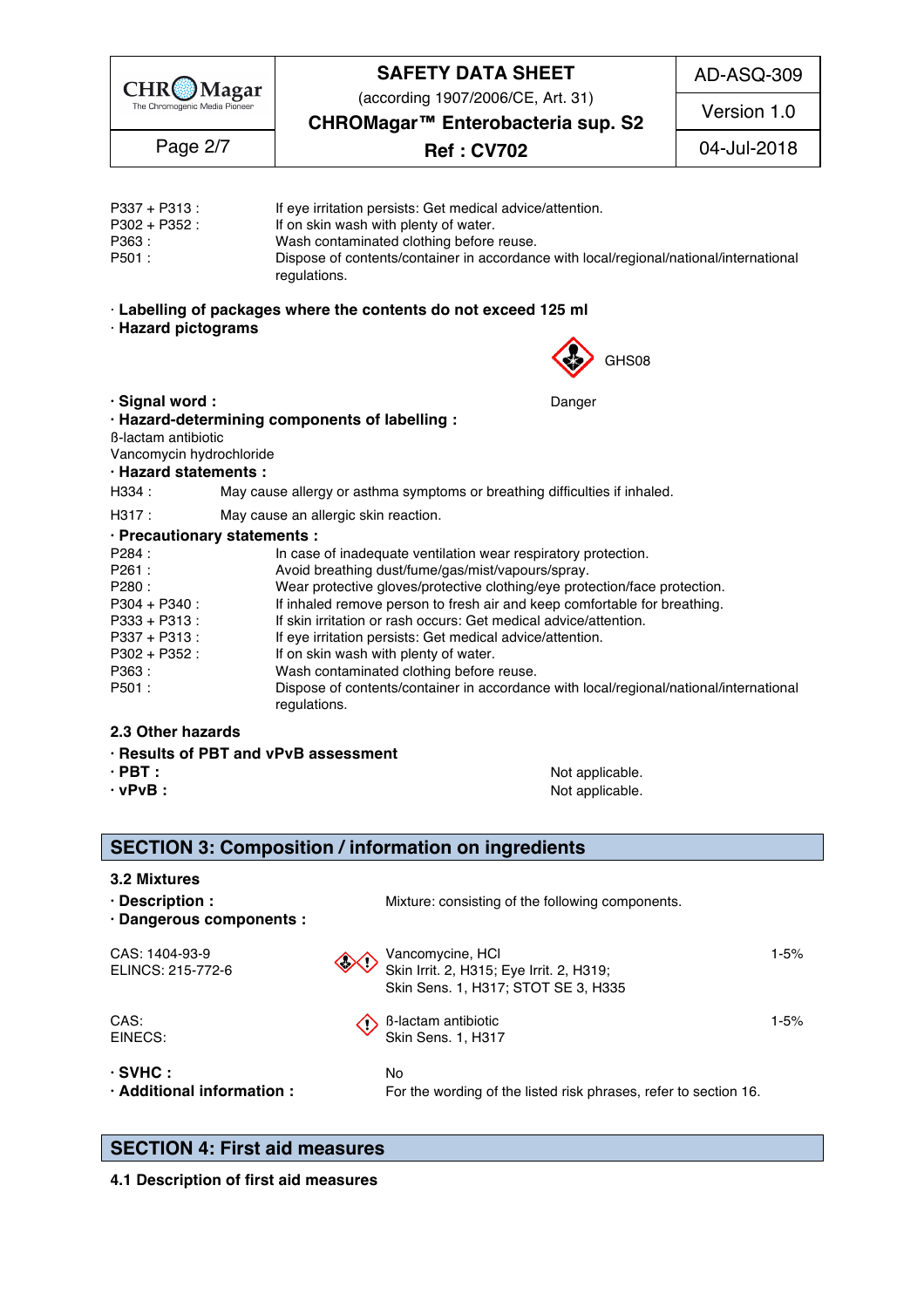| | |
|---|---|
| P337 + P313 : | If eye irritation persists: Get medical advice/attention. |
| P302 + P352 : | If on skin wash with plenty of water. |
| P363 : | Wash contaminated clothing before reuse. |
| P501 : | Dispose of contents/container in accordance with local/regional/national/international regulations. |

· **Labelling of packages where the contents do not exceed 125 ml**

· **Hazard pictograms**

GHS08

· **Signal word :** Danger

· **Hazard-determining components of labelling :**

ß-lactam antibiotic
Vancomycin hydrochloride

· **Hazard statements :**

| | |
|---|---|
| H334 : | May cause allergy or asthma symptoms or breathing difficulties if inhaled. |
| H317 : | May cause an allergic skin reaction. |

· **Precautionary statements :**

| | |
|---|---|
| P284 : | In case of inadequate ventilation wear respiratory protection. |
| P261 : | Avoid breathing dust/fume/gas/mist/vapours/spray. |
| P280 : | Wear protective gloves/protective clothing/eye protection/face protection. |
| P304 + P340 : | If inhaled remove person to fresh air and keep comfortable for breathing. |
| P333 + P313 : | If skin irritation or rash occurs: Get medical advice/attention. |
| P337 + P313 : | If eye irritation persists: Get medical advice/attention. |
| P302 + P352 : | If on skin wash with plenty of water. |
| P363 : | Wash contaminated clothing before reuse. |
| P501 : | Dispose of contents/container in accordance with local/regional/national/international regulations. |

### 2.3 Other hazards

· **Results of PBT and vPvB assessment**

· **PBT :** Not applicable.

· **vPvB :** Not applicable.

## SECTION 3: Composition / information on ingredients

### 3.2 Mixtures

· **Description :** Mixture: consisting of the following components.

· **Dangerous components :**

| | | |
|---|---|---|
| CAS: 1404-93-9<br>ELINCS: 215-772-6 | Vancomycine, HCl<br>Skin Irrit. 2, H315; Eye Irrit. 2, H319;<br>Skin Sens. 1, H317; STOT SE 3, H335 | 1-5% |
| CAS:<br>EINECS: | ß-lactam antibiotic<br>Skin Sens. 1, H317 | 1-5% |

· **SVHC :** No

· **Additional information :** For the wording of the listed risk phrases, refer to section 16.

## SECTION 4: First aid measures

### 4.1 Description of first aid measures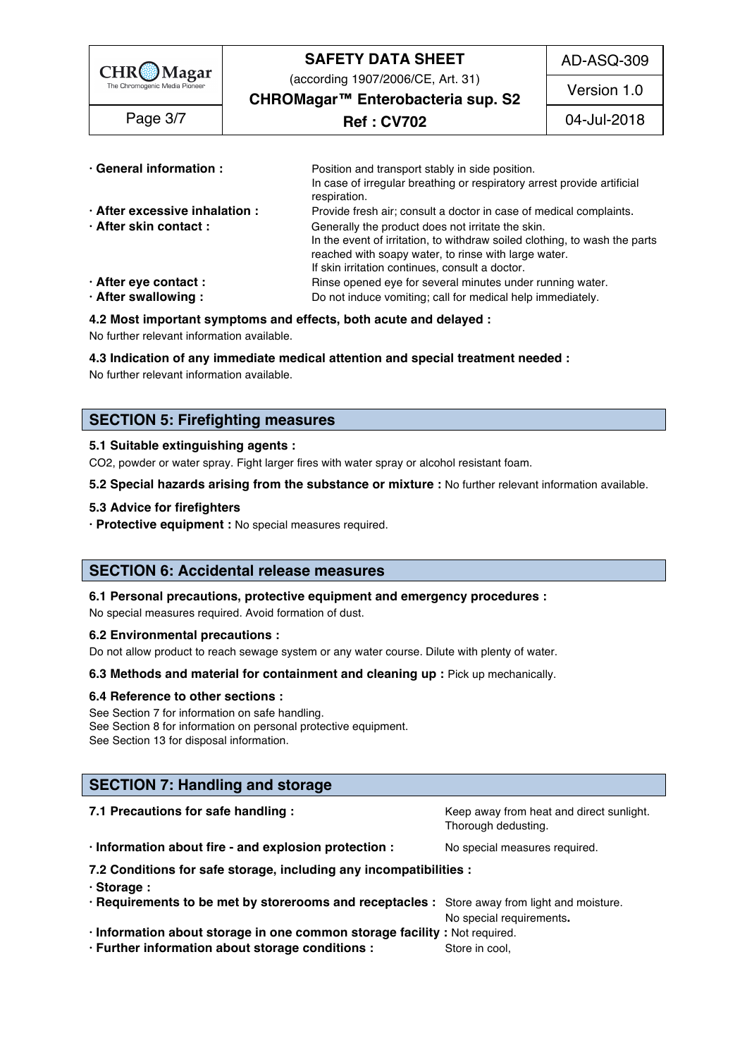- **· General information :** Position and transport stably in side position. In case of irregular breathing or respiratory arrest provide artificial respiration.
- **· After excessive inhalation :** Provide fresh air; consult a doctor in case of medical complaints.
- **· After skin contact :** Generally the product does not irritate the skin. In the event of irritation, to withdraw soiled clothing, to wash the parts reached with soapy water, to rinse with large water. If skin irritation continues, consult a doctor.
- **· After eye contact :** Rinse opened eye for several minutes under running water.
- **· After swallowing :** Do not induce vomiting; call for medical help immediately.

**4.2 Most important symptoms and effects, both acute and delayed :**

No further relevant information available.

**4.3 Indication of any immediate medical attention and special treatment needed :**

No further relevant information available.

## SECTION 5: Firefighting measures

**5.1 Suitable extinguishing agents :**

$CO_2$, powder or water spray. Fight larger fires with water spray or alcohol resistant foam.

**5.2 Special hazards arising from the substance or mixture :** No further relevant information available.

**5.3 Advice for firefighters**

**· Protective equipment :** No special measures required.

## SECTION 6: Accidental release measures

**6.1 Personal precautions, protective equipment and emergency procedures :**

No special measures required. Avoid formation of dust.

**6.2 Environmental precautions :**

Do not allow product to reach sewage system or any water course. Dilute with plenty of water.

**6.3 Methods and material for containment and cleaning up :** Pick up mechanically.

**6.4 Reference to other sections :**

See Section 7 for information on safe handling.
See Section 8 for information on personal protective equipment.
See Section 13 for disposal information.

## SECTION 7: Handling and storage

**7.1 Precautions for safe handling :** Keep away from heat and direct sunlight. Thorough dedusting.

**· Information about fire - and explosion protection :** No special measures required.

**7.2 Conditions for safe storage, including any incompatibilities :**

**· Storage :**

**· Requirements to be met by storerooms and receptacles :** Store away from light and moisture. No special requirements.

**· Information about storage in one common storage facility :** Not required.

**· Further information about storage conditions :** Store in cool,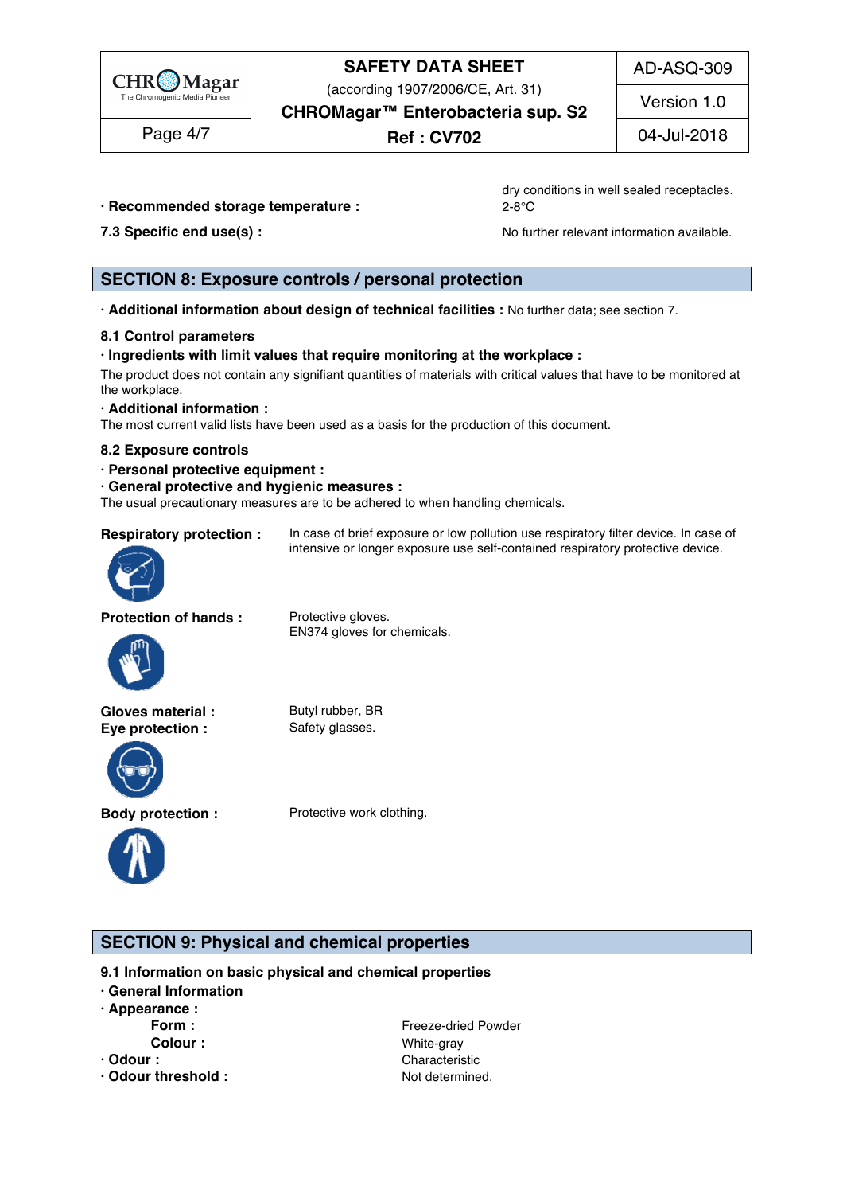dry conditions in well sealed receptacles.

**· Recommended storage temperature :** 2-8°C

**7.3 Specific end use(s) :** No further relevant information available.

## SECTION 8: Exposure controls / personal protection

**· Additional information about design of technical facilities :** No further data; see section 7.

### 8.1 Control parameters

**· Ingredients with limit values that require monitoring at the workplace :**

The product does not contain any signifiant quantities of materials with critical values that have to be monitored at the workplace.

**· Additional information :**

The most current valid lists have been used as a basis for the production of this document.

### 8.2 Exposure controls

**· Personal protective equipment :**

**· General protective and hygienic measures :**

The usual precautionary measures are to be adhered to when handling chemicals.

**Respiratory protection :** In case of brief exposure or low pollution use respiratory filter device. In case of intensive or longer exposure use self-contained respiratory protective device.

**Protection of hands :** Protective gloves.
EN374 gloves for chemicals.

**Gloves material :** Butyl rubber, BR

**Eye protection :** Safety glasses.

**Body protection :** Protective work clothing.

## SECTION 9: Physical and chemical properties

### 9.1 Information on basic physical and chemical properties

**· General Information**

**· Appearance :**

- **Form :** Freeze-dried Powder
- **Colour :** White-gray

**· Odour :** Characteristic

**· Odour threshold :** Not determined.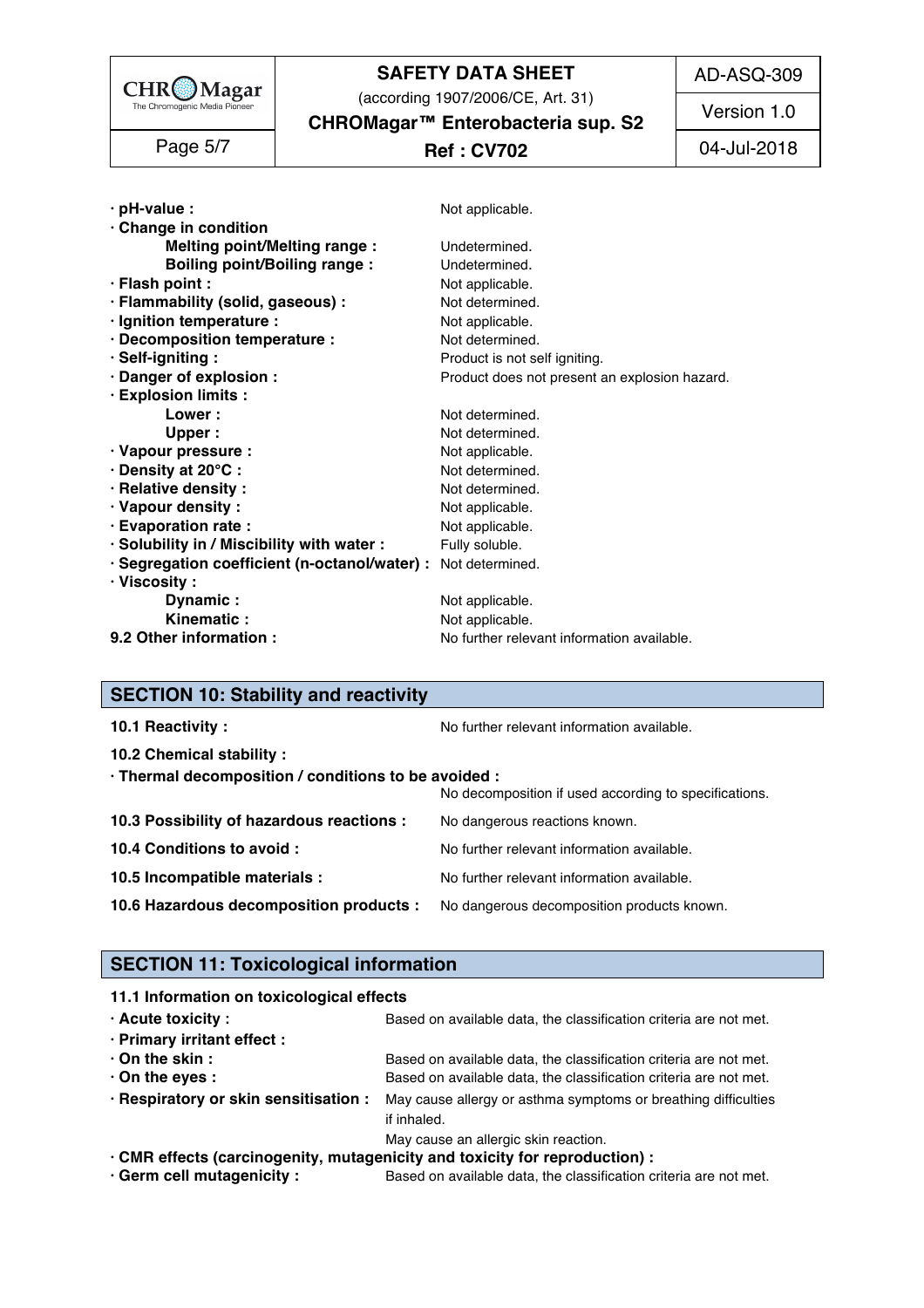- **· pH-value :** Not applicable.
- **· Change in condition**
  - **Melting point/Melting range :** Undetermined.
  - **Boiling point/Boiling range :** Undetermined.
- **· Flash point :** Not applicable.
- **· Flammability (solid, gaseous) :** Not determined.
- **· Ignition temperature :** Not applicable.
- **· Decomposition temperature :** Not determined.
- **· Self-igniting :** Product is not self igniting.
- **· Danger of explosion :** Product does not present an explosion hazard.
- **· Explosion limits :**
  - **Lower :** Not determined.
  - **Upper :** Not determined.
- **· Vapour pressure :** Not applicable.
- **· Density at 20°C :** Not determined.
- **· Relative density :** Not determined.
- **· Vapour density :** Not applicable.
- **· Evaporation rate :** Not applicable.
- **· Solubility in / Miscibility with water :** Fully soluble.
- **· Segregation coefficient (n-octanol/water) :** Not determined.
- **· Viscosity :**
  - **Dynamic :** Not applicable.
  - **Kinematic :** Not applicable.

**9.2 Other information :** No further relevant information available.

## SECTION 10: Stability and reactivity

**10.1 Reactivity :** No further relevant information available.

**10.2 Chemical stability :**

**· Thermal decomposition / conditions to be avoided :** No decomposition if used according to specifications.

**10.3 Possibility of hazardous reactions :** No dangerous reactions known.

**10.4 Conditions to avoid :** No further relevant information available.

**10.5 Incompatible materials :** No further relevant information available.

**10.6 Hazardous decomposition products :** No dangerous decomposition products known.

## SECTION 11: Toxicological information

**11.1 Information on toxicological effects**

- **· Acute toxicity :** Based on available data, the classification criteria are not met.
- **· Primary irritant effect :**
- **· On the skin :** Based on available data, the classification criteria are not met.
- **· On the eyes :** Based on available data, the classification criteria are not met.
- **· Respiratory or skin sensitisation :** May cause allergy or asthma symptoms or breathing difficulties if inhaled.
  May cause an allergic skin reaction.
- **· CMR effects (carcinogenity, mutagenicity and toxicity for reproduction) :**
- **· Germ cell mutagenicity :** Based on available data, the classification criteria are not met.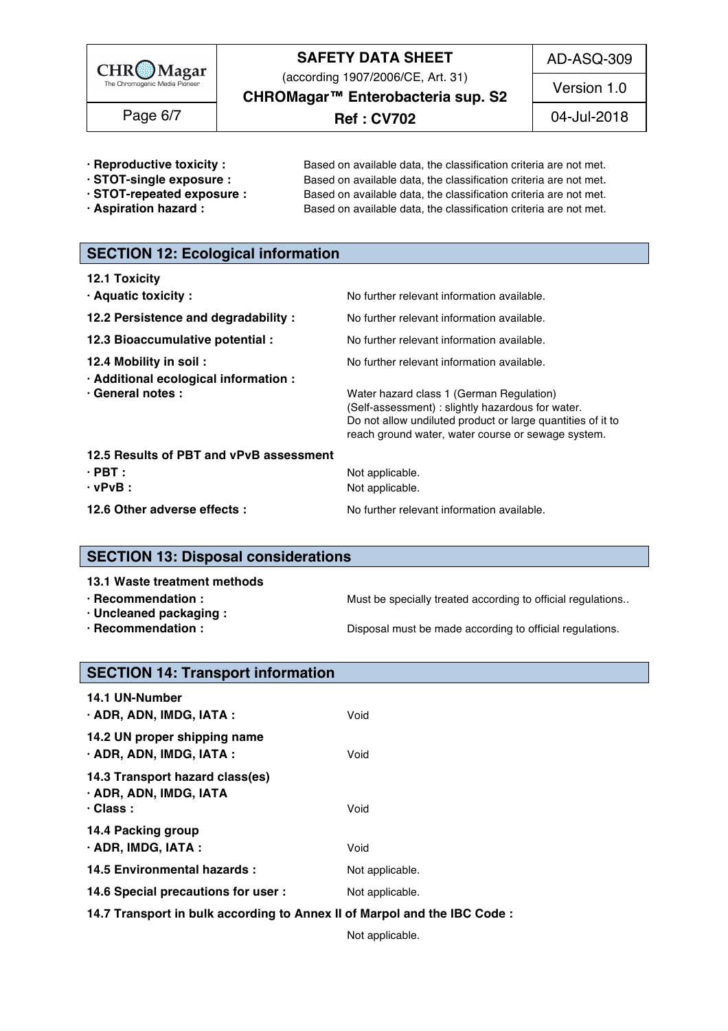- **· Reproductive toxicity :** Based on available data, the classification criteria are not met.
- **· STOT-single exposure :** Based on available data, the classification criteria are not met.
- **· STOT-repeated exposure :** Based on available data, the classification criteria are not met.
- **· Aspiration hazard :** Based on available data, the classification criteria are not met.

## SECTION 12: Ecological information

**12.1 Toxicity**

**· Aquatic toxicity :** No further relevant information available.

**12.2 Persistence and degradability :** No further relevant information available.

**12.3 Bioaccumulative potential :** No further relevant information available.

**12.4 Mobility in soil :** No further relevant information available.

**· Additional ecological information :**

**· General notes :** Water hazard class 1 (German Regulation) (Self-assessment) : slightly hazardous for water. Do not allow undiluted product or large quantities of it to reach ground water, water course or sewage system.

**12.5 Results of PBT and vPvB assessment**

**· PBT :** Not applicable.

**· vPvB :** Not applicable.

**12.6 Other adverse effects :** No further relevant information available.

## SECTION 13: Disposal considerations

**13.1 Waste treatment methods**

**· Recommendation :** Must be specially treated according to official regulations..

**· Uncleaned packaging :**

**· Recommendation :** Disposal must be made according to official regulations.

## SECTION 14: Transport information

**14.1 UN-Number**

**· ADR, ADN, IMDG, IATA :** Void

**14.2 UN proper shipping name**

**· ADR, ADN, IMDG, IATA :** Void

**14.3 Transport hazard class(es)**

**· ADR, ADN, IMDG, IATA**

**· Class :** Void

**14.4 Packing group**

**· ADR, IMDG, IATA :** Void

**14.5 Environmental hazards :** Not applicable.

**14.6 Special precautions for user :** Not applicable.

**14.7 Transport in bulk according to Annex II of Marpol and the IBC Code :**

Not applicable.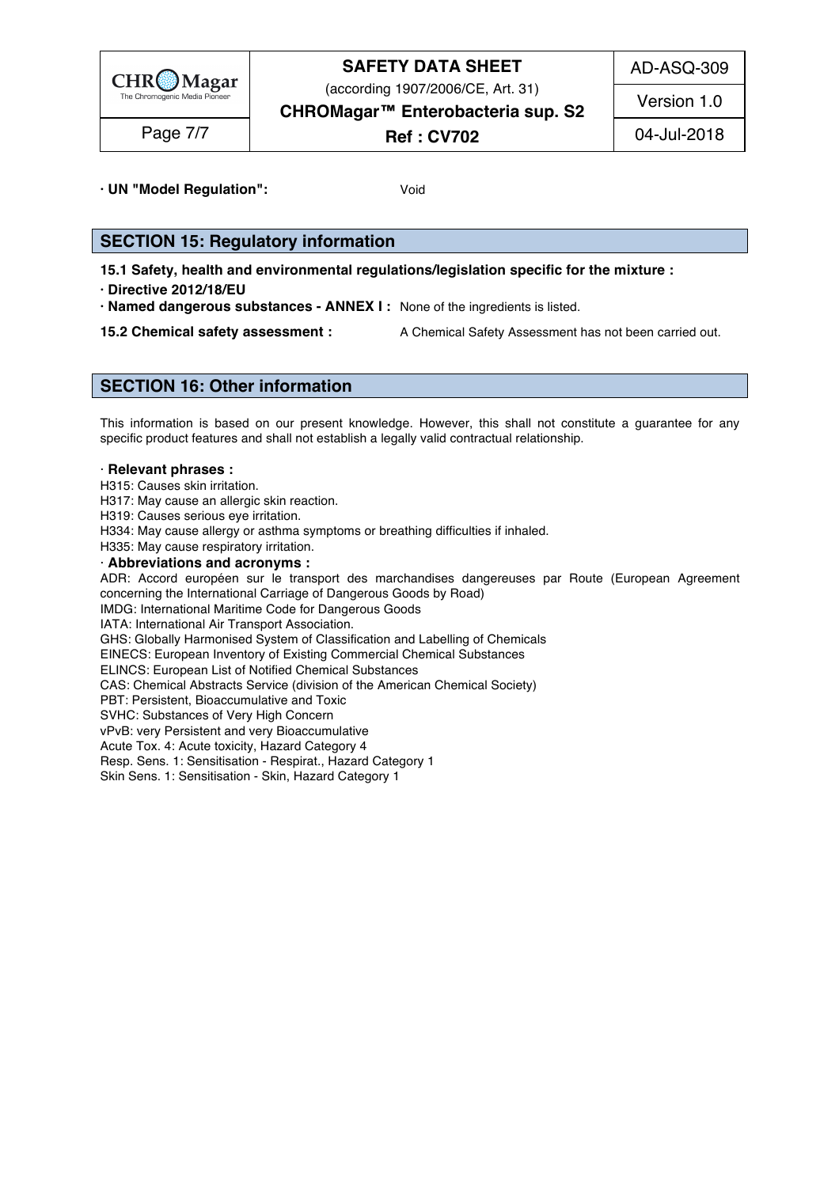**· UN "Model Regulation":** Void

## SECTION 15: Regulatory information

**15.1 Safety, health and environmental regulations/legislation specific for the mixture :**

**· Directive 2012/18/EU**

**· Named dangerous substances - ANNEX I :** None of the ingredients is listed.

**15.2 Chemical safety assessment :** A Chemical Safety Assessment has not been carried out.

## SECTION 16: Other information

This information is based on our present knowledge. However, this shall not constitute a guarantee for any specific product features and shall not establish a legally valid contractual relationship.

· **Relevant phrases :**

H315: Causes skin irritation.
H317: May cause an allergic skin reaction.
H319: Causes serious eye irritation.
H334: May cause allergy or asthma symptoms or breathing difficulties if inhaled.
H335: May cause respiratory irritation.

· **Abbreviations and acronyms :**

ADR: Accord européen sur le transport des marchandises dangereuses par Route (European Agreement concerning the International Carriage of Dangerous Goods by Road)
IMDG: International Maritime Code for Dangerous Goods
IATA: International Air Transport Association.
GHS: Globally Harmonised System of Classification and Labelling of Chemicals
EINECS: European Inventory of Existing Commercial Chemical Substances
ELINCS: European List of Notified Chemical Substances
CAS: Chemical Abstracts Service (division of the American Chemical Society)
PBT: Persistent, Bioaccumulative and Toxic
SVHC: Substances of Very High Concern
vPvB: very Persistent and very Bioaccumulative
Acute Tox. 4: Acute toxicity, Hazard Category 4
Resp. Sens. 1: Sensitisation - Respirat., Hazard Category 1
Skin Sens. 1: Sensitisation - Skin, Hazard Category 1